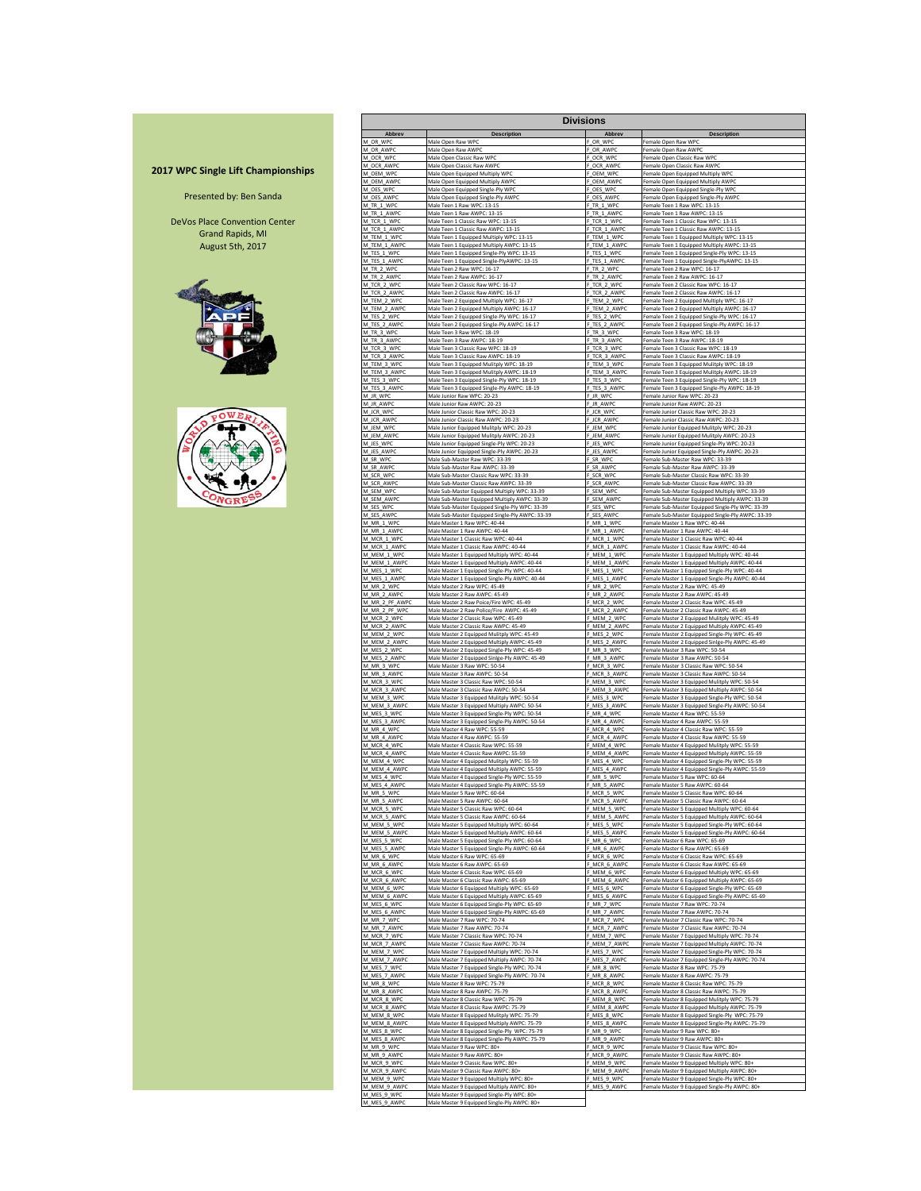## 2017 WPC Single Lift Championships

Presented by: Ben Sanda

DeVos Place Convention Center
Grand Rapids, MI
August 5th, 2017

# Divisions

| Abbrev | Description | Abbrev | Description |
|---|---|---|---|
| M_OR_WPC | Male Open Raw WPC | F_OR_WPC | Female Open Raw WPC |
| M_OR_AWPC | Male Open Raw AWPC | F_OR_AWPC | Female Open Raw AWPC |
| M_OCR_WPC | Male Open Classic Raw WPC | F_OCR_WPC | Female Open Classic Raw WPC |
| M_OCR_AWPC | Male Open Classic Raw AWPC | F_OCR_AWPC | Female Open Classic Raw AWPC |
| M_OEM_WPC | Male Open Equipped Multiply WPC | F_OEM_WPC | Female Open Equipped Multiply WPC |
| M_OEM_AWPC | Male Open Equipped Multiply AWPC | F_OEM_AWPC | Female Open Equipped Multiply AWPC |
| M_OES_WPC | Male Open Equipped Single-Ply WPC | F_OES_WPC | Female Open Equipped Single-Ply WPC |
| M_OES_AWPC | Male Open Equipped Single-Ply AWPC | F_OES_AWPC | Female Open Equipped Single-Ply AWPC |
| M_TR_1_WPC | Male Teen 1 Raw WPC: 13-15 | F_TR_1_WPC | Female Teen 1 Raw WPC: 13-15 |
| M_TR_1_AWPC | Male Teen 1 Raw AWPC: 13-15 | F_TR_1_AWPC | Female Teen 1 Raw AWPC: 13-15 |
| M_TCR_1_WPC | Male Teen 1 Classic Raw WPC: 13-15 | F_TCR_1_WPC | Female Teen 1 Classic Raw WPC: 13-15 |
| M_TCR_1_AWPC | Male Teen 1 Classic Raw AWPC: 13-15 | F_TCR_1_AWPC | Female Teen 1 Classic Raw AWPC: 13-15 |
| M_TEM_1_WPC | Male Teen 1 Equipped Multiply WPC: 13-15 | F_TEM_1_WPC | Female Teen 1 Equipped Multiply WPC: 13-15 |
| M_TEM_1_AWPC | Male Teen 1 Equipped Multiply AWPC: 13-15 | F_TEM_1_AWPC | Female Teen 1 Equipped Multiply AWPC: 13-15 |
| M_TES_1_WPC | Male Teen 1 Equipped Single-Ply WPC: 13-15 | F_TES_1_WPC | Female Teen 1 Equipped Single-Ply WPC: 13-15 |
| M_TES_1_AWPC | Male Teen 1 Equipped Single-PlyAWPC: 13-15 | F_TES_1_AWPC | Female Teen 1 Equipped Single-PlyAWPC: 13-15 |
| M_TR_2_WPC | Male Teen 2 Raw WPC: 16-17 | F_TR_2_WPC | Female Teen 2 Raw WPC: 16-17 |
| M_TR_2_AWPC | Male Teen 2 Raw AWPC: 16-17 | F_TR_2_AWPC | Female Teen 2 Raw AWPC: 16-17 |
| M_TCR_2_WPC | Male Teen 2 Classic Raw WPC: 16-17 | F_TCR_2_WPC | Female Teen 2 Classic Raw WPC: 16-17 |
| M_TCR_2_AWPC | Male Teen 2 Classic Raw AWPC: 16-17 | F_TCR_2_AWPC | Female Teen 2 Classic Raw AWPC: 16-17 |
| M_TEM_2_WPC | Male Teen 2 Equipped Multiply WPC: 16-17 | F_TEM_2_WPC | Female Teen 2 Equipped Multiply WPC: 16-17 |
| M_TEM_2_AWPC | Male Teen 2 Equipped Multiply AWPC: 16-17 | F_TEM_2_AWPC | Female Teen 2 Equipped Multiply AWPC: 16-17 |
| M_TES_2_WPC | Male Teen 2 Equipped Single-Ply WPC: 16-17 | F_TES_2_WPC | Female Teen 2 Equipped Single-Ply WPC: 16-17 |
| M_TES_2_AWPC | Male Teen 2 Equipped Single-Ply AWPC: 16-17 | F_TES_2_AWPC | Female Teen 2 Equipped Single-Ply AWPC: 16-17 |
| M_TR_3_WPC | Male Teen 3 Raw WPC: 18-19 | F_TR_3_WPC | Female Teen 3 Raw WPC: 18-19 |
| M_TR_3_AWPC | Male Teen 3 Raw AWPC: 18-19 | F_TR_3_AWPC | Female Teen 3 Raw AWPC: 18-19 |
| M_TCR_3_WPC | Male Teen 3 Classic Raw WPC: 18-19 | F_TCR_3_WPC | Female Teen 3 Classic Raw WPC: 18-19 |
| M_TCR_3_AWPC | Male Teen 3 Classic Raw AWPC: 18-19 | F_TCR_3_AWPC | Female Teen 3 Classic Raw AWPC: 18-19 |
| M_TEM_3_WPC | Male Teen 3 Equipped Multiply WPC: 18-19 | F_TEM_3_WPC | Female Teen 3 Equipped Multiply WPC: 18-19 |
| M_TEM_3_AWPC | Male Teen 3 Equipped Multiply AWPC: 18-19 | F_TEM_3_AWPC | Female Teen 3 Equipped Multiply AWPC: 18-19 |
| M_TES_3_WPC | Male Teen 3 Equipped Single-Ply WPC: 18-19 | F_TES_3_WPC | Female Teen 3 Equipped Single-Ply WPC: 18-19 |
| M_TES_3_AWPC | Male Teen 3 Equipped Single-Ply AWPC: 18-19 | F_TES_3_AWPC | Female Teen 3 Equipped Single-Ply AWPC: 18-19 |
| M_JR_WPC | Male Junior Raw WPC: 20-23 | F_JR_WPC | Female Junior Raw WPC: 20-23 |
| M_JR_AWPC | Male Junior Raw AWPC: 20-23 | F_JR_AWPC | Female Junior Raw AWPC: 20-23 |
| M_JCR_WPC | Male Junior Classic Raw WPC: 20-23 | F_JCR_WPC | Female Junior Classic Raw WPC: 20-23 |
| M_JCR_AWPC | Male Junior Classic Raw AWPC: 20-23 | F_JCR_AWPC | Female Junior Classic Raw AWPC: 20-23 |
| M_JEM_WPC | Male Junior Equipped Multiply WPC: 20-23 | F_JEM_WPC | Female Junior Equipped Multiply WPC: 20-23 |
| M_JEM_AWPC | Male Junior Equipped Multiply AWPC: 20-23 | F_JEM_AWPC | Female Junior Equipped Multiply AWPC: 20-23 |
| M_JES_WPC | Male Junior Equipped Single-Ply WPC: 20-23 | F_JES_WPC | Female Junior Equipped Single-Ply WPC: 20-23 |
| M_JES_AWPC | Male Junior Equipped Single-Ply AWPC: 20-23 | F_JES_AWPC | Female Junior Equipped Single-Ply AWPC: 20-23 |
| M_SR_WPC | Male Sub-Master Raw WPC: 33-39 | F_SR_WPC | Female Sub-Master Raw WPC: 33-39 |
| M_SR_AWPC | Male Sub-Master Raw AWPC: 33-39 | F_SR_AWPC | Female Sub-Master Raw AWPC: 33-39 |
| M_SCR_WPC | Male Sub-Master Classic Raw WPC: 33-39 | F_SCR_WPC | Female Sub-Master Classic Raw WPC: 33-39 |
| M_SCR_AWPC | Male Sub-Master Classic Raw AWPC: 33-39 | F_SCR_AWPC | Female Sub-Master Classic Raw AWPC: 33-39 |
| M_SEM_WPC | Male Sub-Master Equipped Multiply WPC: 33-39 | F_SEM_WPC | Female Sub-Master Equipped Multiply WPC: 33-39 |
| M_SEM_AWPC | Male Sub-Master Equipped Multiply AWPC: 33-39 | F_SEM_AWPC | Female Sub-Master Equipped Multiply AWPC: 33-39 |
| M_SES_WPC | Male Sub-Master Equipped Single-Ply WPC: 33-39 | F_SES_WPC | Female Sub-Master Equipped Single-Ply WPC: 33-39 |
| M_SES_AWPC | Male Sub-Master Equipped Single-Ply AWPC: 33-39 | F_SES_AWPC | Female Sub-Master Equipped Single-Ply AWPC: 33-39 |
| M_MR_1_WPC | Male Master 1 Raw WPC: 40-44 | F_MR_1_WPC | Female Master 1 Raw WPC: 40-44 |
| M_MR_1_AWPC | Male Master 1 Raw AWPC: 40-44 | F_MR_1_AWPC | Female Master 1 Raw AWPC: 40-44 |
| M_MCR_1_WPC | Male Master 1 Classic Raw WPC: 40-44 | F_MCR_1_WPC | Female Master 1 Classic Raw WPC: 40-44 |
| M_MCR_1_AWPC | Male Master 1 Classic Raw AWPC: 40-44 | F_MCR_1_AWPC | Female Master 1 Classic Raw AWPC: 40-44 |
| M_MEM_1_WPC | Male Master 1 Equipped Multiply WPC: 40-44 | F_MEM_1_WPC | Female Master 1 Equipped Multiply WPC: 40-44 |
| M_MEM_1_AWPC | Male Master 1 Equipped Multiply AWPC: 40-44 | F_MEM_1_AWPC | Female Master 1 Equipped Multiply AWPC: 40-44 |
| M_MES_1_WPC | Male Master 1 Equipped Single-Ply WPC: 40-44 | F_MES_1_WPC | Female Master 1 Equipped Single-Ply WPC: 40-44 |
| M_MES_1_AWPC | Male Master 1 Equipped Single-Ply AWPC: 40-44 | F_MES_1_AWPC | Female Master 1 Equipped Single-Ply AWPC: 40-44 |
| M_MR_2_WPC | Male Master 2 Raw WPC: 45-49 | F_MR_2_WPC | Female Master 2 Raw WPC: 45-49 |
| M_MR_2_AWPC | Male Master 2 Raw AWPC: 45-49 | F_MR_2_AWPC | Female Master 2 Raw AWPC: 45-49 |
| M_MR_2_PF_AWPC | Male Master 2 Raw Poice/Fire WPC: 45-49 | F_MCR_2_WPC | Female Master 2 Classic Raw WPC: 45-49 |
| M_MR_2_PF_WPC | Male Master 2 Raw Police/Fire AWPC: 45-49 | F_MCR_2_AWPC | Female Master 2 Classic Raw AWPC: 45-49 |
| M_MCR_2_WPC | Male Master 2 Classic Raw WPC: 45-49 | F_MEM_2_WPC | Female Master 2 Equipped Multiply WPC: 45-49 |
| M_MCR_2_AWPC | Male Master 2 Classic Raw AWPC: 45-49 | F_MEM_2_AWPC | Female Master 2 Equipped Multiply AWPC: 45-49 |
| M_MEM_2_WPC | Male Master 2 Equipped Multiply WPC: 45-49 | F_MES_2_WPC | Female Master 2 Equipped Single-Ply WPC: 45-49 |
| M_MEM_2_AWPC | Male Master 2 Equipped Multiply AWPC: 45-49 | F_MES_2_AWPC | Female Master 2 Equipped Sinlge-Ply AWPC: 45-49 |
| M_MES_2_WPC | Male Master 2 Equipped Single-Ply WPC: 45-49 | F_MR_3_WPC | Female Master 3 Raw WPC: 50-54 |
| M_MES_2_AWPC | Male Master 2 Equipped Sinlge-Ply AWPC: 45-49 | F_MR_3_AWPC | Female Master 3 Raw AWPC: 50-54 |
| M_MR_3_WPC | Male Master 3 Raw WPC: 50-54 | F_MCR_3_WPC | Female Master 3 Classic Raw WPC: 50-54 |
| M_MR_3_AWPC | Male Master 3 Raw AWPC: 50-54 | F_MCR_3_AWPC | Female Master 3 Classic Raw AWPC: 50-54 |
| M_MCR_3_WPC | Male Master 3 Classic Raw WPC: 50-54 | F_MEM_3_WPC | Female Master 3 Equipped Multiply WPC: 50-54 |
| M_MCR_3_AWPC | Male Master 3 Classic Raw AWPC: 50-54 | F_MEM_3_AWPC | Female Master 3 Equipped Multiply AWPC: 50-54 |
| M_MEM_3_WPC | Male Master 3 Equipped Multiply WPC: 50-54 | F_MES_3_WPC | Female Master 3 Equipped Single-Ply WPC: 50-54 |
| M_MEM_3_AWPC | Male Master 3 Equipped Multiply AWPC: 50-54 | F_MES_3_AWPC | Female Master 3 Equipped Single-Ply AWPC: 50-54 |
| M_MES_3_WPC | Male Master 3 Equipped Single-Ply WPC: 50-54 | F_MR_4_WPC | Female Master 4 Raw WPC: 55-59 |
| M_MES_3_AWPC | Male Master 3 Equipped Single-Ply AWPC: 50-54 | F_MR_4_AWPC | Female Master 4 Raw AWPC: 55-59 |
| M_MR_4_WPC | Male Master 4 Raw WPC: 55-59 | F_MCR_4_WPC | Female Master 4 Classic Raw WPC: 55-59 |
| M_MR_4_AWPC | Male Master 4 Raw AWPC: 55-59 | F_MCR_4_AWPC | Female Master 4 Classic Raw AWPC: 55-59 |
| M_MCR_4_WPC | Male Master 4 Classic Raw WPC: 55-59 | F_MEM_4_WPC | Female Master 4 Equipped Multiply WPC: 55-59 |
| M_MCR_4_AWPC | Male Master 4 Classic Raw AWPC: 55-59 | F_MEM_4_AWPC | Female Master 4 Equipped Multiply AWPC: 55-59 |
| M_MEM_4_WPC | Male Master 4 Equipped Multiply WPC: 55-59 | F_MES_4_WPC | Female Master 4 Equipped Single-Ply WPC: 55-59 |
| M_MEM_4_AWPC | Male Master 4 Equipped Multiply AWPC: 55-59 | F_MES_4_AWPC | Female Master 4 Equipped Single-Ply AWPC: 55-59 |
| M_MES_4_WPC | Male Master 4 Equipped Single-Ply WPC: 55-59 | F_MR_5_WPC | Female Master 5 Raw WPC: 60-64 |
| M_MES_4_AWPC | Male Master 4 Equipped Single-Ply AWPC: 55-59 | F_MR_5_AWPC | Female Master 5 Raw AWPC: 60-64 |
| M_MR_5_WPC | Male Master 5 Raw WPC: 60-64 | F_MCR_5_WPC | Female Master 5 Classic Raw WPC: 60-64 |
| M_MR_5_AWPC | Male Master 5 Raw AWPC: 60-64 | F_MCR_5_AWPC | Female Master 5 Classic Raw AWPC: 60-64 |
| M_MCR_5_WPC | Male Master 5 Classic Raw WPC: 60-64 | F_MEM_5_WPC | Female Master 5 Equipped Multiply WPC: 60-64 |
| M_MCR_5_AWPC | Male Master 5 Classic Raw AWPC: 60-64 | F_MEM_5_AWPC | Female Master 5 Equipped Multiply AWPC: 60-64 |
| M_MEM_5_WPC | Male Master 5 Equipped Multiply WPC: 60-64 | F_MES_5_WPC | Female Master 5 Equipped Single-Ply WPC: 60-64 |
| M_MEM_5_AWPC | Male Master 5 Equipped Multiply AWPC: 60-64 | F_MES_5_AWPC | Female Master 5 Equipped Single-Ply AWPC: 60-64 |
| M_MES_5_WPC | Male Master 5 Equipped Single-Ply WPC: 60-64 | F_MR_6_WPC | Female Master 6 Raw WPC: 65-69 |
| M_MES_5_AWPC | Male Master 5 Equipped Single-Ply AWPC: 60-64 | F_MR_6_AWPC | Female Master 6 Raw AWPC: 65-69 |
| M_MR_6_WPC | Male Master 6 Raw WPC: 65-69 | F_MCR_6_WPC | Female Master 6 Classic Raw WPC: 65-69 |
| M_MR_6_AWPC | Male Master 6 Raw AWPC: 65-69 | F_MCR_6_AWPC | Female Master 6 Classic Raw AWPC: 65-69 |
| M_MCR_6_WPC | Male Master 6 Classic Raw WPC: 65-69 | F_MEM_6_WPC | Female Master 6 Equipped Multiply WPC: 65-69 |
| M_MCR_6_AWPC | Male Master 6 Classic Raw AWPC: 65-69 | F_MEM_6_AWPC | Female Master 6 Equipped Multiply AWPC: 65-69 |
| M_MEM_6_WPC | Male Master 6 Equipped Multiply WPC: 65-69 | F_MES_6_WPC | Female Master 6 Equipped Single-Ply WPC: 65-69 |
| M_MEM_6_AWPC | Male Master 6 Equipped Multiply AWPC: 65-69 | F_MES_6_AWPC | Female Master 6 Equipped Single-Ply AWPC: 65-69 |
| M_MES_6_WPC | Male Master 6 Equipped Single-Ply WPC: 65-69 | F_MR_7_WPC | Female Master 7 Raw WPC: 70-74 |
| M_MES_6_AWPC | Male Master 6 Equipped Single-Ply AWPC: 65-69 | F_MR_7_AWPC | Female Master 7 Raw AWPC: 70-74 |
| M_MR_7_WPC | Male Master 7 Raw WPC: 70-74 | F_MCR_7_WPC | Female Master 7 Classic Raw WPC: 70-74 |
| M_MR_7_AWPC | Male Master 7 Raw AWPC: 70-74 | F_MCR_7_AWPC | Female Master 7 Classic Raw AWPC: 70-74 |
| M_MCR_7_WPC | Male Master 7 Classic Raw WPC: 70-74 | F_MEM_7_WPC | Female Master 7 Equipped Multiply WPC: 70-74 |
| M_MCR_7_AWPC | Male Master 7 Classic Raw AWPC: 70-74 | F_MEM_7_AWPC | Female Master 7 Equipped Multiply AWPC: 70-74 |
| M_MEM_7_WPC | Male Master 7 Equipped Multiply WPC: 70-74 | F_MES_7_WPC | Female Master 7 Equipped Single-Ply WPC: 70-74 |
| M_MEM_7_AWPC | Male Master 7 Equipped Multiply AWPC: 70-74 | F_MES_7_AWPC | Female Master 7 Equipped Single-Ply AWPC: 70-74 |
| M_MES_7_WPC | Male Master 7 Equipped Single-Ply WPC: 70-74 | F_MR_8_WPC | Female Master 8 Raw WPC: 75-79 |
| M_MES_7_AWPC | Male Master 7 Equipped Single-Ply AWPC: 70-74 | F_MR_8_AWPC | Female Master 8 Raw AWPC: 75-79 |
| M_MR_8_WPC | Male Master 8 Raw WPC: 75-79 | F_MCR_8_WPC | Female Master 8 Classic Raw WPC: 75-79 |
| M_MR_8_AWPC | Male Master 8 Raw AWPC: 75-79 | F_MCR_8_AWPC | Female Master 8 Classic Raw AWPC: 75-79 |
| M_MCR_8_WPC | Male Master 8 Classic Raw WPC: 75-79 | F_MEM_8_WPC | Female Master 8 Equipped Multiply WPC: 75-79 |
| M_MCR_8_AWPC | Male Master 8 Classic Raw AWPC: 75-79 | F_MEM_8_AWPC | Female Master 8 Equipped Multiply AWPC: 75-79 |
| M_MEM_8_WPC | Male Master 8 Equipped Multiply WPC: 75-79 | F_MES_8_WPC | Female Master 8 Equipped Single-Ply WPC: 75-79 |
| M_MEM_8_AWPC | Male Master 8 Equipped Multiply AWPC: 75-79 | F_MES_8_AWPC | Female Master 8 Equipped Single-Ply AWPC: 75-79 |
| M_MES_8_WPC | Male Master 8 Equipped Single-Ply WPC: 75-79 | F_MR_9_WPC | Female Master 9 Raw WPC: 80+ |
| M_MES_8_AWPC | Male Master 8 Equipped Single-Ply AWPC: 75-79 | F_MR_9_AWPC | Female Master 9 Raw AWPC: 80+ |
| M_MR_9_WPC | Male Master 9 Raw WPC: 80+ | F_MCR_9_WPC | Female Master 9 Classic Raw WPC: 80+ |
| M_MR_9_AWPC | Male Master 9 Raw AWPC: 80+ | F_MCR_9_AWPC | Female Master 9 Classic Raw AWPC: 80+ |
| M_MCR_9_WPC | Male Master 9 Classic Raw WPC: 80+ | F_MEM_9_WPC | Female Master 9 Equipped Multiply WPC: 80+ |
| M_MCR_9_AWPC | Male Master 9 Classic Raw AWPC: 80+ | F_MEM_9_AWPC | Female Master 9 Equipped Multiply AWPC: 80+ |
| M_MEM_9_WPC | Male Master 9 Equipped Multiply WPC: 80+ | F_MES_9_WPC | Female Master 9 Equipped Single-Ply WPC: 80+ |
| M_MEM_9_AWPC | Male Master 9 Equipped Multiply AWPC: 80+ | F_MES_9_AWPC | Female Master 9 Equipped Single-Ply AWPC: 80+ |
| M_MES_9_WPC | Male Master 9 Equipped Single-Ply WPC: 80+ | | |
| M_MES_9_AWPC | Male Master 9 Equipped Single-Ply AWPC: 80+ | | |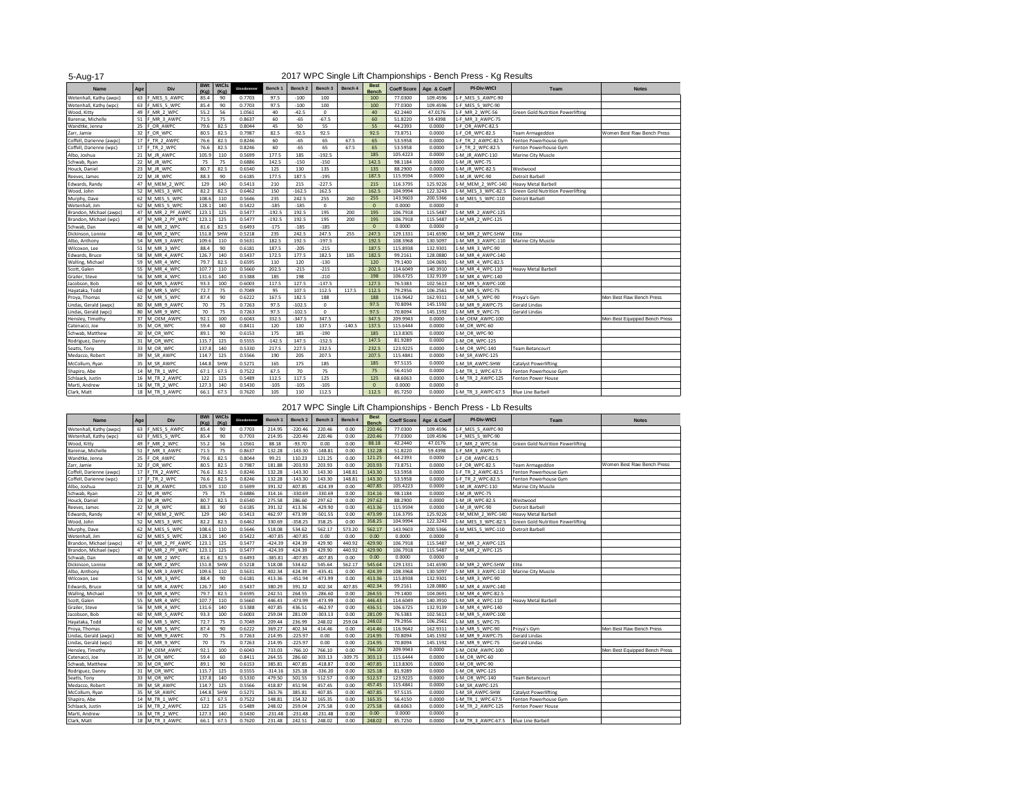5-Aug-17

# 2017 WPC Single Lift Championships - Bench Press - Kg Results

| Name | Age | Div | BWt (Kg) | WtCls (Kg) | Glossbrenner | Bench 1 | Bench 2 | Bench 3 | Bench 4 | Best Bench | Coeff Score | Age & Coeff | Pl-Div-WtCl | Team | Notes |
|---|---|---|---|---|---|---|---|---|---|---|---|---|---|---|---|
| Wetenhall, Kathy (awpc) | 63 | F_MES_5_AWPC | 85.4 | 90 | 0.7703 | 97.5 | -100 | 100 | | 100 | 77.0300 | 109.4596 | 1-F_MES_5_AWPC-90 | | |
| Wetenhall, Kathy (wpc) | 63 | F_MES_5_WPC | 85.4 | 90 | 0.7703 | 97.5 | -100 | 100 | | 100 | 77.0300 | 109.4596 | 1-F_MES_5_WPC-90 | | |
| Wood, Kitty | 49 | F_MR_2_WPC | 55.2 | 56 | 1.0561 | 40 | -42.5 | 0 | | 40 | 42.2440 | 47.0176 | 1-F_MR_2_WPC-56 | Green Gold Nutrition Powerlifting | |
| Barense, Michelle | 51 | F_MR_3_AWPC | 71.5 | 75 | 0.8637 | 60 | -65 | -67.5 | | 60 | 51.8220 | 59.4398 | 1-F_MR_3_AWPC-75 | | |
| Wandtke, Jenna | 25 | F_OR_AWPC | 79.6 | 82.5 | 0.8044 | 45 | 50 | 55 | | 55 | 44.2393 | 0.0000 | 1-F_OR_AWPC-82.5 | | |
| Zarr, Jamie | 32 | F_OR_WPC | 80.5 | 82.5 | 0.7987 | 82.5 | -92.5 | 92.5 | | 92.5 | 73.8751 | 0.0000 | 1-F_OR_WPC-82.5 | Team Armageddon | Women Best Raw Bench Press |
| Coffell, Darienne (awpc) | 17 | F_TR_2_AWPC | 76.6 | 82.5 | 0.8246 | 60 | -65 | 65 | 67.5 | 65 | 53.5958 | 0.0000 | 1-F_TR_2_AWPC-82.5 | Fenton Powerhouse Gym | |
| Coffell, Darienne (wpc) | 17 | F_TR_2_WPC | 76.6 | 82.5 | 0.8246 | 60 | -65 | 65 | 67.5 | 65 | 53.5958 | 0.0000 | 1-F_TR_2_WPC-82.5 | Fenton Powerhouse Gym | |
| Albo, Joshua | 21 | M_JR_AWPC | 105.9 | 110 | 0.5699 | 177.5 | 185 | -192.5 | | 185 | 105.4223 | 0.0000 | 1-M_JR_AWPC-110 | Marine City Muscle | |
| Schwab, Ryan | 22 | M_JR_WPC | 75 | 75 | 0.6886 | 142.5 | -150 | -150 | | 142.5 | 98.1184 | 0.0000 | 1-M_JR_WPC-75 | | |
| Houck, Daniel | 23 | M_JR_WPC | 80.7 | 82.5 | 0.6540 | 125 | 130 | 135 | | 135 | 88.2900 | 0.0000 | 1-M_JR_WPC-82.5 | Westwood | |
| Reeves, James | 22 | M_JR_WPC | 88.3 | 90 | 0.6185 | 177.5 | 187.5 | -195 | | 187.5 | 115.9594 | 0.0000 | 1-M_JR_WPC-90 | Detroit Barbell | |
| Edwards, Randy | 47 | M_MEM_2_WPC | 129 | 140 | 0.5413 | 210 | 215 | -227.5 | | 215 | 116.3795 | 125.9226 | 1-M_MEM_2_WPC-140 | Heavy Metal Barbell | |
| Wood, John | 52 | M_MES_3_WPC | 82.2 | 82.5 | 0.6462 | 150 | -162.5 | 162.5 | | 162.5 | 104.9994 | 122.3243 | 1-M_MES_3_WPC-82.5 | Green Gold Nutrition Powerlifting | |
| Murphy, Dave | 62 | M_MES_5_WPC | 108.6 | 110 | 0.5646 | 235 | 242.5 | 255 | 260 | 255 | 143.9603 | 200.5366 | 1-M_MES_5_WPC-110 | Detroit Barbell | |
| Wetenhall, Jim | 62 | M_MES_5_WPC | 128.1 | 140 | 0.5422 | -185 | -185 | 0 | | 0 | 0.0000 | 0.0000 | | | |
| Brandon, Michael (awpc) | 47 | M_MR_2_PF_AWPC | 123.1 | 125 | 0.5477 | -192.5 | 192.5 | 195 | 200 | 195 | 106.7918 | 115.5487 | 1-M_MR_2_AWPC-125 | | |
| Brandon, Michael (wpc) | 47 | M_MR_2_PF_WPC | 123.1 | 125 | 0.5477 | -192.5 | 192.5 | 195 | 200 | 195 | 106.7918 | 115.5487 | 1-M_MR_2_WPC-125 | | |
| Schwab, Dan | 48 | M_MR_2_WPC | 81.6 | 82.5 | 0.6493 | -175 | -185 | -185 | | 0 | 0.0000 | 0.0000 | 0 | | |
| Dickinson, Lonnie | 48 | M_MR_2_WPC | 151.8 | SHW | 0.5218 | 235 | 242.5 | 247.5 | 255 | 247.5 | 129.1331 | 141.6590 | 1-M_MR_2_WPC-SHW | Elite | |
| Albo, Anthony | 54 | M_MR_3_AWPC | 109.6 | 110 | 0.5631 | 182.5 | 192.5 | -197.5 | | 192.5 | 108.3968 | 130.5097 | 1-M_MR_3_AWPC-110 | Marine City Muscle | |
| Wilcoxen, Lee | 51 | M_MR_3_WPC | 88.4 | 90 | 0.6181 | 187.5 | -205 | -215 | | 187.5 | 115.8938 | 132.9301 | 1-M_MR_3_WPC-90 | | |
| Edwards, Bruce | 58 | M_MR_4_AWPC | 126.7 | 140 | 0.5437 | 172.5 | 177.5 | 182.5 | 185 | 182.5 | 99.2161 | 128.0880 | 1-M_MR_4_AWPC-140 | | |
| Walling, Michael | 59 | M_MR_4_WPC | 79.7 | 82.5 | 0.6595 | 110 | 120 | -130 | | 120 | 79.1400 | 104.0691 | 1-M_MR_4_WPC-82.5 | | |
| Scott, Galen | 55 | M_MR_4_WPC | 107.7 | 110 | 0.5660 | 202.5 | -215 | -215 | | 202.5 | 114.6049 | 140.3910 | 1-M_MR_4_WPC-110 | Heavy Metal Barbell | |
| Grailer, Steve | 56 | M_MR_4_WPC | 131.6 | 140 | 0.5388 | 185 | 198 | -210 | | 198 | 106.6725 | 132.9139 | 1-M_MR_4_WPC-140 | | |
| Jacobson, Bob | 60 | M_MR_5_AWPC | 93.3 | 100 | 0.6003 | 117.5 | 127.5 | -137.5 | | 127.5 | 76.5383 | 102.5613 | 1-M_MR_5_AWPC-100 | | |
| Hayataka, Todd | 60 | M_MR_5_WPC | 72.7 | 75 | 0.7049 | 95 | 107.5 | 112.5 | 117.5 | 112.5 | 79.2956 | 106.2561 | 1-M_MR_5_WPC-75 | | |
| Proya, Thomas | 62 | M_MR_5_WPC | 87.4 | 90 | 0.6222 | 167.5 | 182.5 | 188 | | 188 | 116.9642 | 162.9311 | 1-M_MR_5_WPC-90 | Proya's Gym | Men Best Raw Bench Press |
| Lindas, Gerald (awpc) | 80 | M_MR_9_AWPC | 70 | 75 | 0.7263 | 97.5 | -102.5 | 0 | | 97.5 | 70.8094 | 145.1592 | 1-M_MR_9_AWPC-75 | Gerald Lindas | |
| Lindas, Gerald (wpc) | 80 | M_MR_9_WPC | 70 | 75 | 0.7263 | 97.5 | -102.5 | 0 | | 97.5 | 70.8094 | 145.1592 | 1-M_MR_9_WPC-75 | Gerald Lindas | |
| Hensley, Timothy | 37 | M_OEM_AWPC | 92.1 | 100 | 0.6043 | 332.5 | -347.5 | 347.5 | | 347.5 | 209.9943 | 0.0000 | 1-M_OEM_AWPC-100 | | Men Best Equipped Bench Press |
| Catenacci, Joe | 35 | M_OR_WPC | 59.4 | 60 | 0.8411 | 120 | 130 | 137.5 | -140.5 | 137.5 | 115.6444 | 0.0000 | 1-M_OR_WPC-60 | | |
| Schwab, Matthew | 30 | M_OR_WPC | 89.1 | 90 | 0.6153 | 175 | 185 | -190 | | 185 | 113.8305 | 0.0000 | 1-M_OR_WPC-90 | | |
| Rodriguez, Danny | 31 | M_OR_WPC | 115.7 | 125 | 0.5555 | -142.5 | 147.5 | -152.5 | | 147.5 | 81.9289 | 0.0000 | 1-M_OR_WPC-125 | | |
| Seatts, Tony | 33 | M_OR_WPC | 137.8 | 140 | 0.5330 | 217.5 | 227.5 | 232.5 | | 232.5 | 123.9225 | 0.0000 | 1-M_OR_WPC-140 | Team Betancourt | |
| Medacco, Robert | 39 | M_SR_AWPC | 114.7 | 125 | 0.5566 | 190 | 205 | 207.5 | | 207.5 | 115.4841 | 0.0000 | 1-M_SR_AWPC-125 | | |
| McCollum, Ryan | 35 | M_SR_AWPC | 144.8 | SHW | 0.5271 | 165 | 175 | 185 | | 185 | 97.5135 | 0.0000 | 1-M_SR_AWPC-SHW | Catalyst Powerlifting | |
| Shapiro, Abe | 14 | M_TR_1_WPC | 67.1 | 67.5 | 0.7522 | 67.5 | 70 | 75 | | 75 | 56.4150 | 0.0000 | 1-M_TR_1_WPC-67.5 | Fenton Powerhouse Gym | |
| Schlaack, Justin | 16 | M_TR_2_AWPC | 122 | 125 | 0.5489 | 112.5 | 117.5 | 125 | | 125 | 68.6063 | 0.0000 | 1-M_TR_2_AWPC-125 | Fenton Power House | |
| Marti, Andrew | 16 | M_TR_2_WPC | 127.3 | 140 | 0.5430 | -105 | -105 | -105 | | 0 | 0.0000 | 0.0000 | 0 | | |
| Clark, Matt | 18 | M_TR_3_AWPC | 66.1 | 67.5 | 0.7620 | 105 | 110 | 112.5 | | 112.5 | 85.7250 | 0.0000 | 1-M_TR_3_AWPC-67.5 | Blue Line Barbell | |

# 2017 WPC Single Lift Championships - Bench Press - Lb Results

| Name | Age | Div | BWt (Kg) | WtCls (Kg) | Glossbrenner | Bench 1 | Bench 2 | Bench 3 | Bench 4 | Best Bench | Coeff Score | Age & Coeff | Pl-Div-WtCl | Team | Notes |
|---|---|---|---|---|---|---|---|---|---|---|---|---|---|---|---|
| Wetenhall, Kathy (awpc) | 63 | F_MES_5_AWPC | 85.4 | 90 | 0.7703 | 214.95 | -220.46 | 220.46 | 0.00 | 220.46 | 77.0300 | 109.4596 | 1-F_MES_5_AWPC-90 | | |
| Wetenhall, Kathy (wpc) | 63 | F_MES_5_WPC | 85.4 | 90 | 0.7703 | 214.95 | -220.46 | 220.46 | 0.00 | 220.46 | 77.0300 | 109.4596 | 1-F_MES_5_WPC-90 | | |
| Wood, Kitty | 49 | F_MR_2_WPC | 55.2 | 56 | 1.0561 | 88.18 | -93.70 | 0.00 | 0.00 | 88.18 | 42.2440 | 47.0176 | 1-F_MR_2_WPC-56 | Green Gold Nutrition Powerlifting | |
| Barense, Michelle | 51 | F_MR_3_AWPC | 71.5 | 75 | 0.8637 | 132.28 | -143.30 | -148.81 | 0.00 | 132.28 | 51.8220 | 59.4398 | 1-F_MR_3_AWPC-75 | | |
| Wandtke, Jenna | 25 | F_OR_AWPC | 79.6 | 82.5 | 0.8044 | 99.21 | 110.23 | 121.25 | 0.00 | 121.25 | 44.2393 | 0.0000 | 1-F_OR_AWPC-82.5 | | |
| Zarr, Jamie | 32 | F_OR_WPC | 80.5 | 82.5 | 0.7987 | 181.88 | -203.93 | 203.93 | 0.00 | 203.93 | 73.8751 | 0.0000 | 1-F_OR_WPC-82.5 | Team Armageddon | Women Best Raw Bench Press |
| Coffell, Darienne (awpc) | 17 | F_TR_2_AWPC | 76.6 | 82.5 | 0.8246 | 132.28 | -143.30 | 143.30 | 148.81 | 143.30 | 53.5958 | 0.0000 | 1-F_TR_2_AWPC-82.5 | Fenton Powerhouse Gym | |
| Coffell, Darienne (wpc) | 17 | F_TR_2_WPC | 76.6 | 82.5 | 0.8246 | 132.28 | -143.30 | 143.30 | 148.81 | 143.30 | 53.5958 | 0.0000 | 1-F_TR_2_WPC-82.5 | Fenton Powerhouse Gym | |
| Albo, Joshua | 21 | M_JR_AWPC | 105.9 | 110 | 0.5699 | 391.32 | 407.85 | -424.39 | 0.00 | 407.85 | 105.4223 | 0.0000 | 1-M_JR_AWPC-110 | Marine City Muscle | |
| Schwab, Ryan | 22 | M_JR_WPC | 75 | 75 | 0.6886 | 314.16 | -330.69 | -330.69 | 0.00 | 314.16 | 98.1184 | 0.0000 | 1-M_JR_WPC-75 | | |
| Houck, Daniel | 23 | M_JR_WPC | 80.7 | 82.5 | 0.6540 | 275.58 | 286.60 | 297.62 | 0.00 | 297.62 | 88.2900 | 0.0000 | 1-M_JR_WPC-82.5 | Westwood | |
| Reeves, James | 22 | M_JR_WPC | 88.3 | 90 | 0.6185 | 391.32 | 413.36 | -429.90 | 0.00 | 413.36 | 115.9594 | 0.0000 | 1-M_JR_WPC-90 | Detroit Barbell | |
| Edwards, Randy | 47 | M_MEM_2_WPC | 129 | 140 | 0.5413 | 462.97 | 473.99 | -501.55 | 0.00 | 473.99 | 116.3795 | 125.9226 | 1-M_MEM_2_WPC-140 | Heavy Metal Barbell | |
| Wood, John | 52 | M_MES_3_WPC | 82.2 | 82.5 | 0.6462 | 330.69 | -358.25 | 358.25 | 0.00 | 358.25 | 104.9994 | 122.3243 | 1-M_MES_3_WPC-82.5 | Green Gold Nutrition Powerlifting | |
| Murphy, Dave | 62 | M_MES_5_WPC | 108.6 | 110 | 0.5646 | 518.08 | 534.62 | 562.17 | 573.20 | 562.17 | 143.9603 | 200.5366 | 1-M_MES_5_WPC-110 | Detroit Barbell | |
| Wetenhall, Jim | 62 | M_MES_5_WPC | 128.1 | 140 | 0.5422 | -407.85 | -407.85 | 0.00 | 0.00 | 0.00 | 0.0000 | 0.0000 | 0 | | |
| Brandon, Michael (awpc) | 47 | M_MR_2_PF_AWPC | 123.1 | 125 | 0.5477 | -424.39 | 424.39 | 429.90 | 440.92 | 429.90 | 106.7918 | 115.5487 | 1-M_MR_2_AWPC-125 | | |
| Brandon, Michael (wpc) | 47 | M_MR_2_PF_WPC | 123.1 | 125 | 0.5477 | -424.39 | 424.39 | 429.90 | 440.92 | 429.90 | 106.7918 | 115.5487 | 1-M_MR_2_WPC-125 | | |
| Schwab, Dan | 48 | M_MR_2_WPC | 81.6 | 82.5 | 0.6493 | -385.81 | -407.85 | -407.85 | 0.00 | 0.00 | 0.0000 | 0.0000 | 0 | | |
| Dickinson, Lonnie | 48 | M_MR_2_WPC | 151.8 | SHW | 0.5218 | 518.08 | 534.62 | 545.64 | 562.17 | 545.64 | 129.1331 | 141.6590 | 1-M_MR_2_WPC-SHW | Elite | |
| Albo, Anthony | 54 | M_MR_3_AWPC | 109.6 | 110 | 0.5631 | 402.34 | 424.39 | -435.41 | 0.00 | 424.39 | 108.3968 | 130.5097 | 1-M_MR_3_AWPC-110 | Marine City Muscle | |
| Wilcoxen, Lee | 51 | M_MR_3_WPC | 88.4 | 90 | 0.6181 | 413.36 | -451.94 | -473.99 | 0.00 | 413.36 | 115.8938 | 132.9301 | 1-M_MR_3_WPC-90 | | |
| Edwards, Bruce | 58 | M_MR_4_AWPC | 126.7 | 140 | 0.5437 | 380.29 | 391.32 | 402.34 | 407.85 | 402.34 | 99.2161 | 128.0880 | 1-M_MR_4_AWPC-140 | | |
| Walling, Michael | 59 | M_MR_4_WPC | 79.7 | 82.5 | 0.6595 | 242.51 | 264.55 | -286.60 | 0.00 | 264.55 | 79.1400 | 104.0691 | 1-M_MR_4_WPC-82.5 | | |
| Scott, Galen | 55 | M_MR_4_WPC | 107.7 | 110 | 0.5660 | 446.43 | -473.99 | -473.99 | 0.00 | 446.43 | 114.6049 | 140.3910 | 1-M_MR_4_WPC-110 | Heavy Metal Barbell | |
| Grailer, Steve | 56 | M_MR_4_WPC | 131.6 | 140 | 0.5388 | 407.85 | 436.51 | -462.97 | 0.00 | 436.51 | 106.6725 | 132.9139 | 1-M_MR_4_WPC-140 | | |
| Jacobson, Bob | 60 | M_MR_5_AWPC | 93.3 | 100 | 0.6003 | 259.04 | 281.09 | -303.13 | 0.00 | 281.09 | 76.5383 | 102.5613 | 1-M_MR_5_AWPC-100 | | |
| Hayataka, Todd | 60 | M_MR_5_WPC | 72.7 | 75 | 0.7049 | 209.44 | 236.99 | 248.02 | 259.04 | 248.02 | 79.2956 | 106.2561 | 1-M_MR_5_WPC-75 | | |
| Proya, Thomas | 62 | M_MR_5_WPC | 87.4 | 90 | 0.6222 | 369.27 | 402.34 | 414.46 | 0.00 | 414.46 | 116.9642 | 162.9311 | 1-M_MR_5_WPC-90 | Proya's Gym | Men Best Raw Bench Press |
| Lindas, Gerald (awpc) | 80 | M_MR_9_AWPC | 70 | 75 | 0.7263 | 214.95 | -225.97 | 0.00 | 0.00 | 214.95 | 70.8094 | 145.1592 | 1-M_MR_9_AWPC-75 | Gerald Lindas | |
| Lindas, Gerald (wpc) | 80 | M_MR_9_WPC | 70 | 75 | 0.7263 | 214.95 | -225.97 | 0.00 | 0.00 | 214.95 | 70.8094 | 145.1592 | 1-M_MR_9_WPC-75 | Gerald Lindas | |
| Hensley, Timothy | 37 | M_OEM_AWPC | 92.1 | 100 | 0.6043 | 733.03 | -766.10 | 766.10 | 0.00 | 766.10 | 209.9943 | 0.0000 | 1-M_OEM_AWPC-100 | | Men Best Equipped Bench Press |
| Catenacci, Joe | 35 | M_OR_WPC | 59.4 | 60 | 0.8411 | 264.55 | 286.60 | 303.13 | -309.75 | 303.13 | 115.6444 | 0.0000 | 1-M_OR_WPC-60 | | |
| Schwab, Matthew | 30 | M_OR_WPC | 89.1 | 90 | 0.6153 | 385.81 | 407.85 | -418.87 | 0.00 | 407.85 | 113.8305 | 0.0000 | 1-M_OR_WPC-90 | | |
| Rodriguez, Danny | 31 | M_OR_WPC | 115.7 | 125 | 0.5555 | -314.16 | 325.18 | -336.20 | 0.00 | 325.18 | 81.9289 | 0.0000 | 1-M_OR_WPC-125 | | |
| Seatts, Tony | 33 | M_OR_WPC | 137.8 | 140 | 0.5330 | 479.50 | 501.55 | 512.57 | 0.00 | 512.57 | 123.9225 | 0.0000 | 1-M_OR_WPC-140 | Team Betancourt | |
| Medacco, Robert | 39 | M_SR_AWPC | 114.7 | 125 | 0.5566 | 418.87 | 451.94 | 457.45 | 0.00 | 457.45 | 115.4841 | 0.0000 | 1-M_SR_AWPC-125 | | |
| McCollum, Ryan | 35 | M_SR_AWPC | 144.8 | SHW | 0.5271 | 363.76 | 385.81 | 407.85 | 0.00 | 407.85 | 97.5135 | 0.0000 | 1-M_SR_AWPC-SHW | Catalyst Powerlifting | |
| Shapiro, Abe | 14 | M_TR_1_WPC | 67.1 | 67.5 | 0.7522 | 148.81 | 154.32 | 165.35 | 0.00 | 165.35 | 56.4150 | 0.0000 | 1-M_TR_1_WPC-67.5 | Fenton Powerhouse Gym | |
| Schlaack, Justin | 16 | M_TR_2_AWPC | 122 | 125 | 0.5489 | 248.02 | 259.04 | 275.58 | 0.00 | 275.58 | 68.6063 | 0.0000 | 1-M_TR_2_AWPC-125 | Fenton Power House | |
| Marti, Andrew | 16 | M_TR_2_WPC | 127.3 | 140 | 0.5430 | -231.48 | -231.48 | -231.48 | 0.00 | 0.00 | 0.0000 | 0.0000 | 0 | | |
| Clark, Matt | 18 | M_TR_3_AWPC | 66.1 | 67.5 | 0.7620 | 231.48 | 242.51 | 248.02 | 0.00 | 248.02 | 85.7250 | 0.0000 | 1-M_TR_3_AWPC-67.5 | Blue Line Barbell | |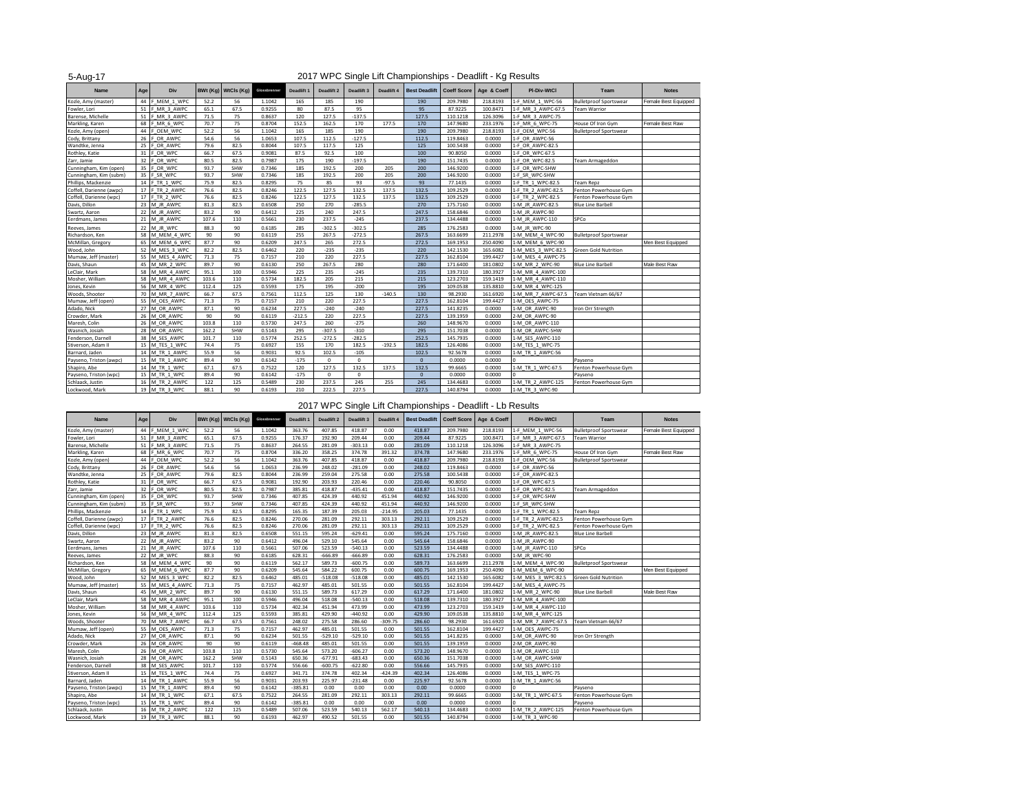5-Aug-17

## 2017 WPC Single Lift Championships - Deadlift - Kg Results

| Name | Age | Div | BWt (Kg) | WtCls (Kg) | Glossbrenner | Deadlift 1 | Deadlift 2 | Deadlift 3 | Deadlift 4 | Best Deadlift | Coeff Score | Age & Coeff | Pl-Div-WtCl | Team | Notes |
|---|---|---|---|---|---|---|---|---|---|---|---|---|---|---|---|
| Kozle, Amy (master) | 44 | F_MEM_1_WPC | 52.2 | 56 | 1.1042 | 165 | 185 | 190 | | 190 | 209.7980 | 218.8193 | 1-F_MEM_1_WPC-56 | Bulletproof Sportswear | Female Best Equipped |
| Fowler, Lori | 51 | F_MR_3_AWPC | 65.1 | 67.5 | 0.9255 | 80 | 87.5 | 95 | | 95 | 87.9225 | 100.8471 | 1-F_MR_3_AWPC-67.5 | Team Warrior | |
| Barense, Michelle | 51 | F_MR_3_AWPC | 71.5 | 75 | 0.8637 | 120 | 127.5 | -137.5 | | 127.5 | 110.1218 | 126.3096 | 1-F_MR_3_AWPC-75 | | |
| Markling, Karen | 68 | F_MR_6_WPC | 70.7 | 75 | 0.8704 | 152.5 | 162.5 | 170 | 177.5 | 170 | 147.9680 | 233.1976 | 1-F_MR_6_WPC-75 | House Of Iron Gym | Female Best Raw |
| Kozle, Amy (open) | 44 | F_OEM_WPC | 52.2 | 56 | 1.1042 | 165 | 185 | 190 | | 190 | 209.7980 | 218.8193 | 1-F_OEM_WPC-56 | Bulletproof Sportswear | |
| Cody, Brittany | 26 | F_OR_AWPC | 54.6 | 56 | 1.0653 | 107.5 | 112.5 | -127.5 | | 112.5 | 119.8463 | 0.0000 | 1-F_OR_AWPC-56 | | |
| Wandtke, Jenna | 25 | F_OR_AWPC | 79.6 | 82.5 | 0.8044 | 107.5 | 117.5 | 125 | | 125 | 100.5438 | 0.0000 | 1-F_OR_AWPC-82.5 | | |
| Rothley, Katie | 31 | F_OR_WPC | 66.7 | 67.5 | 0.9081 | 87.5 | 92.5 | 100 | | 100 | 90.8050 | 0.0000 | 1-F_OR_WPC-67.5 | | |
| Zarr, Jamie | 32 | F_OR_WPC | 80.5 | 82.5 | 0.7987 | 175 | 190 | -197.5 | | 190 | 151.7435 | 0.0000 | 1-F_OR_WPC-82.5 | Team Armageddon | |
| Cunningham, Kim (open) | 35 | F_OR_WPC | 93.7 | SHW | 0.7346 | 185 | 192.5 | 200 | 205 | 200 | 146.9200 | 0.0000 | 1-F_OR_WPC-SHW | | |
| Cunningham, Kim (subm) | 35 | F_SR_WPC | 93.7 | SHW | 0.7346 | 185 | 192.5 | 200 | 205 | 200 | 146.9200 | 0.0000 | 1-F_SR_WPC-SHW | | |
| Phillips, Mackenzie | 14 | F_TR_1_WPC | 75.9 | 82.5 | 0.8295 | 75 | 85 | 93 | -97.5 | 93 | 77.1435 | 0.0000 | 1-F_TR_1_WPC-82.5 | Team Repz | |
| Coffell, Darienne (awpc) | 17 | F_TR_2_AWPC | 76.6 | 82.5 | 0.8246 | 122.5 | 127.5 | 132.5 | 137.5 | 132.5 | 109.2529 | 0.0000 | 1-F_TR_2_AWPC-82.5 | Fenton Powerhouse Gym | |
| Coffell, Darienne (wpc) | 17 | F_TR_2_WPC | 76.6 | 82.5 | 0.8246 | 122.5 | 127.5 | 132.5 | 137.5 | 132.5 | 109.2529 | 0.0000 | 1-F_TR_2_WPC-82.5 | Fenton Powerhouse Gym | |
| Davis, Dillon | 23 | M_JR_AWPC | 81.3 | 82.5 | 0.6508 | 250 | 270 | -285.5 | | 270 | 175.7160 | 0.0000 | 1-M_JR_AWPC-82.5 | Blue Line Barbell | |
| Swartz, Aaron | 22 | M_JR_AWPC | 83.2 | 90 | 0.6412 | 225 | 240 | 247.5 | | 247.5 | 158.6846 | 0.0000 | 1-M_JR_AWPC-90 | | |
| Eerdmans, James | 21 | M_JR_AWPC | 107.6 | 110 | 0.5661 | 230 | 237.5 | -245 | | 237.5 | 134.4488 | 0.0000 | 1-M_JR_AWPC-110 | SPCo | |
| Reeves, James | 22 | M_JR_WPC | 88.3 | 90 | 0.6185 | 285 | -302.5 | -302.5 | | 285 | 176.2583 | 0.0000 | 1-M_JR_WPC-90 | | |
| Richardson, Ken | 58 | M_MEM_4_WPC | 90 | 90 | 0.6119 | 255 | 267.5 | -272.5 | | 267.5 | 163.6699 | 211.2978 | 1-M_MEM_4_WPC-90 | Bulletproof Sportswear | |
| McMillan, Gregory | 65 | M_MEM_6_WPC | 87.7 | 90 | 0.6209 | 247.5 | 265 | 272.5 | | 272.5 | 169.1953 | 250.4090 | 1-M_MEM_6_WPC-90 | | Men Best Equipped |
| Wood, John | 52 | M_MES_3_WPC | 82.2 | 82.5 | 0.6462 | 220 | -235 | -235 | | 220 | 142.1530 | 165.6082 | 1-M_MES_3_WPC-82.5 | Green Gold Nutrition | |
| Mumaw, Jeff (master) | 55 | M_MES_4_AWPC | 71.3 | 75 | 0.7157 | 210 | 220 | 227.5 | | 227.5 | 162.8104 | 199.4427 | 1-M_MES_4_AWPC-75 | | |
| Davis, Shaun | 45 | M_MR_2_WPC | 89.7 | 90 | 0.6130 | 250 | 267.5 | 280 | | 280 | 171.6400 | 181.0802 | 1-M_MR_2_WPC-90 | Blue Line Barbell | Male Best Raw |
| LeClair, Mark | 58 | M_MR_4_AWPC | 95.1 | 100 | 0.5946 | 225 | 235 | -245 | | 235 | 139.7310 | 180.3927 | 1-M_MR_4_AWPC-100 | | |
| Mosher, William | 58 | M_MR_4_AWPC | 103.6 | 110 | 0.5734 | 182.5 | 205 | 215 | | 215 | 123.2703 | 159.1419 | 1-M_MR_4_AWPC-110 | | |
| Jones, Kevin | 56 | M_MR_4_WPC | 112.4 | 125 | 0.5593 | 175 | 195 | -200 | | 195 | 109.0538 | 135.8810 | 1-M_MR_4_WPC-125 | | |
| Woods, Shooter | 70 | M_MR_7_AWPC | 66.7 | 67.5 | 0.7561 | 112.5 | 125 | 130 | -140.5 | 130 | 98.2930 | 161.6920 | 1-M_MR_7_AWPC-67.5 | Team Vietnam 66/67 | |
| Mumaw, Jeff (open) | 55 | M_OES_AWPC | 71.3 | 75 | 0.7157 | 210 | 220 | 227.5 | | 227.5 | 162.8104 | 199.4427 | 1-M_OES_AWPC-75 | | |
| Adado, Nick | 27 | M_OR_AWPC | 87.1 | 90 | 0.6234 | 227.5 | -240 | -240 | | 227.5 | 141.8235 | 0.0000 | 1-M_OR_AWPC-90 | Iron Orr Strength | |
| Crowder, Mark | 26 | M_OR_AWPC | 90 | 90 | 0.6119 | -212.5 | 220 | 227.5 | | 227.5 | 139.1959 | 0.0000 | 2-M_OR_AWPC-90 | | |
| Maresh, Colin | 26 | M_OR_AWPC | 103.8 | 110 | 0.5730 | 247.5 | 260 | -275 | | 260 | 148.9670 | 0.0000 | 1-M_OR_AWPC-110 | | |
| Wasnich, Josiah | 28 | M_OR_AWPC | 162.2 | SHW | 0.5143 | 295 | -307.5 | -310 | | 295 | 151.7038 | 0.0000 | 1-M_OR_AWPC-SHW | | |
| Fenderson, Darnell | 38 | M_SES_AWPC | 101.7 | 110 | 0.5774 | 252.5 | -272.5 | -282.5 | | 252.5 | 145.7935 | 0.0000 | 1-M_SES_AWPC-110 | | |
| Stiverson, Adam II | 15 | M_TES_1_WPC | 74.4 | 75 | 0.6927 | 155 | 170 | 182.5 | -192.5 | 182.5 | 126.4086 | 0.0000 | 1-M_TES_1_WPC-75 | | |
| Barnard, Jaden | 14 | M_TR_1_AWPC | 55.9 | 56 | 0.9031 | 92.5 | 102.5 | -105 | | 102.5 | 92.5678 | 0.0000 | 1-M_TR_1_AWPC-56 | | |
| Payseno, Triston (awpc) | 15 | M_TR_1_AWPC | 89.4 | 90 | 0.6142 | -175 | 0 | 0 | | 0 | 0.0000 | 0.0000 | 0 | Payseno | |
| Shapiro, Abe | 14 | M_TR_1_WPC | 67.1 | 67.5 | 0.7522 | 120 | 127.5 | 132.5 | 137.5 | 132.5 | 99.6665 | 0.0000 | 1-M_TR_1_WPC-67.5 | Fenton Powerhouse Gym | |
| Payseno, Triston (wpc) | 15 | M_TR_1_WPC | 89.4 | 90 | 0.6142 | -175 | 0 | 0 | | 0 | 0.0000 | 0.0000 | 0 | Payseno | |
| Schlaack, Justin | 16 | M_TR_2_AWPC | 122 | 125 | 0.5489 | 230 | 237.5 | 245 | 255 | 245 | 134.4683 | 0.0000 | 1-M_TR_2_AWPC-125 | Fenton Powerhouse Gym | |
| Lockwood, Mark | 19 | M_TR_3_WPC | 88.1 | 90 | 0.6193 | 210 | 222.5 | 227.5 | | 227.5 | 140.8794 | 0.0000 | 1-M_TR_3_WPC-90 | | |

## 2017 WPC Single Lift Championships - Deadlift - Lb Results

| Name | Age | Div | BWt (Kg) | WtCls (Kg) | Glossbrenner | Deadlift 1 | Deadlift 2 | Deadlift 3 | Deadlift 4 | Best Deadlift | Coeff Score | Age & Coeff | Pl-Div-WtCl | Team | Notes |
|---|---|---|---|---|---|---|---|---|---|---|---|---|---|---|---|
| Kozle, Amy (master) | 44 | F_MEM_1_WPC | 52.2 | 56 | 1.1042 | 363.76 | 407.85 | 418.87 | 0.00 | 418.87 | 209.7980 | 218.8193 | 1-F_MEM_1_WPC-56 | Bulletproof Sportswear | Female Best Equipped |
| Fowler, Lori | 51 | F_MR_3_AWPC | 65.1 | 67.5 | 0.9255 | 176.37 | 192.90 | 209.44 | 0.00 | 209.44 | 87.9225 | 100.8471 | 1-F_MR_3_AWPC-67.5 | Team Warrior | |
| Barense, Michelle | 51 | F_MR_3_AWPC | 71.5 | 75 | 0.8637 | 264.55 | 281.09 | -303.13 | 0.00 | 281.09 | 110.1218 | 126.3096 | 1-F_MR_3_AWPC-75 | | |
| Markling, Karen | 68 | F_MR_6_WPC | 70.7 | 75 | 0.8704 | 336.20 | 358.25 | 374.78 | 391.32 | 374.78 | 147.9680 | 233.1976 | 1-F_MR_6_WPC-75 | House Of Iron Gym | Female Best Raw |
| Kozle, Amy (open) | 44 | F_OEM_WPC | 52.2 | 56 | 1.1042 | 363.76 | 407.85 | 418.87 | 0.00 | 418.87 | 209.7980 | 218.8193 | 1-F_OEM_WPC-56 | Bulletproof Sportswear | |
| Cody, Brittany | 26 | F_OR_AWPC | 54.6 | 56 | 1.0653 | 236.99 | 248.02 | -281.09 | 0.00 | 248.02 | 119.8463 | 0.0000 | 1-F_OR_AWPC-56 | | |
| Wandtke, Jenna | 25 | F_OR_AWPC | 79.6 | 82.5 | 0.8044 | 236.99 | 259.04 | 275.58 | 0.00 | 275.58 | 100.5438 | 0.0000 | 1-F_OR_AWPC-82.5 | | |
| Rothley, Katie | 31 | F_OR_WPC | 66.7 | 67.5 | 0.9081 | 192.90 | 203.93 | 220.46 | 0.00 | 220.46 | 90.8050 | 0.0000 | 1-F_OR_WPC-67.5 | | |
| Zarr, Jamie | 32 | F_OR_WPC | 80.5 | 82.5 | 0.7987 | 385.81 | 418.87 | -435.41 | 0.00 | 418.87 | 151.7435 | 0.0000 | 1-F_OR_WPC-82.5 | Team Armageddon | |
| Cunningham, Kim (open) | 35 | F_OR_WPC | 93.7 | SHW | 0.7346 | 407.85 | 424.39 | 440.92 | 451.94 | 440.92 | 146.9200 | 0.0000 | 1-F_OR_WPC-SHW | | |
| Cunningham, Kim (subm) | 35 | F_SR_WPC | 93.7 | SHW | 0.7346 | 407.85 | 424.39 | 440.92 | 451.94 | 440.92 | 146.9200 | 0.0000 | 1-F_SR_WPC-SHW | | |
| Phillips, Mackenzie | 14 | F_TR_1_WPC | 75.9 | 82.5 | 0.8295 | 165.35 | 187.39 | 205.03 | -214.95 | 205.03 | 77.1435 | 0.0000 | 1-F_TR_1_WPC-82.5 | Team Repz | |
| Coffell, Darienne (awpc) | 17 | F_TR_2_AWPC | 76.6 | 82.5 | 0.8246 | 270.06 | 281.09 | 292.11 | 303.13 | 292.11 | 109.2529 | 0.0000 | 1-F_TR_2_AWPC-82.5 | Fenton Powerhouse Gym | |
| Coffell, Darienne (wpc) | 17 | F_TR_2_WPC | 76.6 | 82.5 | 0.8246 | 270.06 | 281.09 | 292.11 | 303.13 | 292.11 | 109.2529 | 0.0000 | 1-F_TR_2_WPC-82.5 | Fenton Powerhouse Gym | |
| Davis, Dillon | 23 | M_JR_AWPC | 81.3 | 82.5 | 0.6508 | 551.15 | 595.24 | -629.41 | 0.00 | 595.24 | 175.7160 | 0.0000 | 1-M_JR_AWPC-82.5 | Blue Line Barbell | |
| Swartz, Aaron | 22 | M_JR_AWPC | 83.2 | 90 | 0.6412 | 496.04 | 529.10 | 545.64 | 0.00 | 545.64 | 158.6846 | 0.0000 | 1-M_JR_AWPC-90 | | |
| Eerdmans, James | 21 | M_JR_AWPC | 107.6 | 110 | 0.5661 | 507.06 | 523.59 | -540.13 | 0.00 | 523.59 | 134.4488 | 0.0000 | 1-M_JR_AWPC-110 | SPCo | |
| Reeves, James | 22 | M_JR_WPC | 88.3 | 90 | 0.6185 | 628.31 | -666.89 | -666.89 | 0.00 | 628.31 | 176.2583 | 0.0000 | 1-M_JR_WPC-90 | | |
| Richardson, Ken | 58 | M_MEM_4_WPC | 90 | 90 | 0.6119 | 562.17 | 589.73 | -600.75 | 0.00 | 589.73 | 163.6699 | 211.2978 | 1-M_MEM_4_WPC-90 | Bulletproof Sportswear | |
| McMillan, Gregory | 65 | M_MEM_6_WPC | 87.7 | 90 | 0.6209 | 545.64 | 584.22 | 600.75 | 0.00 | 600.75 | 169.1953 | 250.4090 | 1-M_MEM_6_WPC-90 | | Men Best Equipped |
| Wood, John | 52 | M_MES_3_WPC | 82.2 | 82.5 | 0.6462 | 485.01 | -518.08 | -518.08 | 0.00 | 485.01 | 142.1530 | 165.6082 | 1-M_MES_3_WPC-82.5 | Green Gold Nutrition | |
| Mumaw, Jeff (master) | 55 | M_MES_4_AWPC | 71.3 | 75 | 0.7157 | 462.97 | 485.01 | 501.55 | 0.00 | 501.55 | 162.8104 | 199.4427 | 1-M_MES_4_AWPC-75 | | |
| Davis, Shaun | 45 | M_MR_2_WPC | 89.7 | 90 | 0.6130 | 551.15 | 589.73 | 617.29 | 0.00 | 617.29 | 171.6400 | 181.0802 | 1-M_MR_2_WPC-90 | Blue Line Barbell | Male Best Raw |
| LeClair, Mark | 58 | M_MR_4_AWPC | 95.1 | 100 | 0.5946 | 496.04 | 518.08 | -540.13 | 0.00 | 518.08 | 139.7310 | 180.3927 | 1-M_MR_4_AWPC-100 | | |
| Mosher, William | 58 | M_MR_4_AWPC | 103.6 | 110 | 0.5734 | 402.34 | 451.94 | 473.99 | 0.00 | 473.99 | 123.2703 | 159.1419 | 1-M_MR_4_AWPC-110 | | |
| Jones, Kevin | 56 | M_MR_4_WPC | 112.4 | 125 | 0.5593 | 385.81 | 429.90 | -440.92 | 0.00 | 429.90 | 109.0538 | 135.8810 | 1-M_MR_4_WPC-125 | | |
| Woods, Shooter | 70 | M_MR_7_AWPC | 66.7 | 67.5 | 0.7561 | 248.02 | 275.58 | 286.60 | -309.75 | 286.60 | 98.2930 | 161.6920 | 1-M_MR_7_AWPC-67.5 | Team Vietnam 66/67 | |
| Mumaw, Jeff (open) | 55 | M_OES_AWPC | 71.3 | 75 | 0.7157 | 462.97 | 485.01 | 501.55 | 0.00 | 501.55 | 162.8104 | 199.4427 | 1-M_OES_AWPC-75 | | |
| Adado, Nick | 27 | M_OR_AWPC | 87.1 | 90 | 0.6234 | 501.55 | -529.10 | -529.10 | 0.00 | 501.55 | 141.8235 | 0.0000 | 1-M_OR_AWPC-90 | Iron Orr Strength | |
| Crowder, Mark | 26 | M_OR_AWPC | 90 | 90 | 0.6119 | -468.48 | 485.01 | 501.55 | 0.00 | 501.55 | 139.1959 | 0.0000 | 2-M_OR_AWPC-90 | | |
| Maresh, Colin | 26 | M_OR_AWPC | 103.8 | 110 | 0.5730 | 545.64 | 573.20 | -606.27 | 0.00 | 573.20 | 148.9670 | 0.0000 | 1-M_OR_AWPC-110 | | |
| Wasnich, Josiah | 28 | M_OR_AWPC | 162.2 | SHW | 0.5143 | 650.36 | -677.91 | -683.43 | 0.00 | 650.36 | 151.7038 | 0.0000 | 1-M_OR_AWPC-SHW | | |
| Fenderson, Darnell | 38 | M_SES_AWPC | 101.7 | 110 | 0.5774 | 556.66 | -600.75 | -622.80 | 0.00 | 556.66 | 145.7935 | 0.0000 | 1-M_SES_AWPC-110 | | |
| Stiverson, Adam II | 15 | M_TES_1_WPC | 74.4 | 75 | 0.6927 | 341.71 | 374.78 | 402.34 | -424.39 | 402.34 | 126.4086 | 0.0000 | 1-M_TES_1_WPC-75 | | |
| Barnard, Jaden | 14 | M_TR_1_AWPC | 55.9 | 56 | 0.9031 | 203.93 | 225.97 | -231.48 | 0.00 | 225.97 | 92.5678 | 0.0000 | 1-M_TR_1_AWPC-56 | | |
| Payseno, Triston (awpc) | 15 | M_TR_1_AWPC | 89.4 | 90 | 0.6142 | -385.81 | 0.00 | 0.00 | 0.00 | 0.00 | 0.0000 | 0.0000 | 0 | Payseno | |
| Shapiro, Abe | 14 | M_TR_1_WPC | 67.1 | 67.5 | 0.7522 | 264.55 | 281.09 | 292.11 | 303.13 | 292.11 | 99.6665 | 0.0000 | 1-M_TR_1_WPC-67.5 | Fenton Powerhouse Gym | |
| Payseno, Triston (wpc) | 15 | M_TR_1_WPC | 89.4 | 90 | 0.6142 | -385.81 | 0.00 | 0.00 | 0.00 | 0.00 | 0.0000 | 0.0000 | 0 | Payseno | |
| Schlaack, Justin | 16 | M_TR_2_AWPC | 122 | 125 | 0.5489 | 507.06 | 523.59 | 540.13 | 562.17 | 540.13 | 134.4683 | 0.0000 | 1-M_TR_2_AWPC-125 | Fenton Powerhouse Gym | |
| Lockwood, Mark | 19 | M_TR_3_WPC | 88.1 | 90 | 0.6193 | 462.97 | 490.52 | 501.55 | 0.00 | 501.55 | 140.8794 | 0.0000 | 1-M_TR_3_WPC-90 | | |